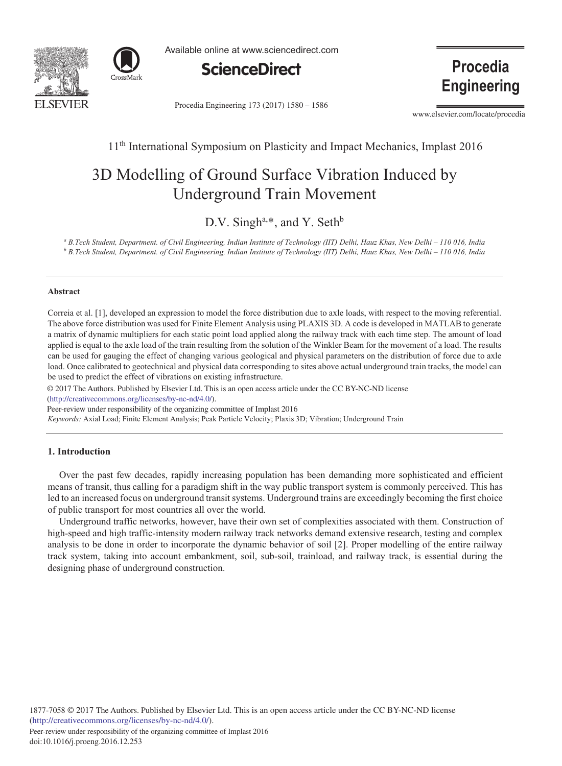11th International Symposium on Plasticity and Impact Mechanics, Implast 2016

# 3D Modelling of Ground Surface Vibration Induced by Underground Train Movement

D.V. Singh[a,*], and Y. Seth[b]

[a] B.Tech Student, Department. of Civil Engineering, Indian Institute of Technology (IIT) Delhi, Hauz Khas, New Delhi – 110 016, India
[b] B.Tech Student, Department. of Civil Engineering, Indian Institute of Technology (IIT) Delhi, Hauz Khas, New Delhi – 110 016, India

### Abstract

Correia et al. [1], developed an expression to model the force distribution due to axle loads, with respect to the moving referential. The above force distribution was used for Finite Element Analysis using PLAXIS 3D. A code is developed in MATLAB to generate a matrix of dynamic multipliers for each static point load applied along the railway track with each time step. The amount of load applied is equal to the axle load of the train resulting from the solution of the Winkler Beam for the movement of a load. The results can be used for gauging the effect of changing various geological and physical parameters on the distribution of force due to axle load. Once calibrated to geotechnical and physical data corresponding to sites above actual underground train tracks, the model can be used to predict the effect of vibrations on existing infrastructure.

© 2017 The Authors. Published by Elsevier Ltd. This is an open access article under the CC BY-NC-ND license (http://creativecommons.org/licenses/by-nc-nd/4.0/).
Peer-review under responsibility of the organizing committee of Implast 2016

*Keywords:* Axial Load; Finite Element Analysis; Peak Particle Velocity; Plaxis 3D; Vibration; Underground Train

## 1. Introduction

Over the past few decades, rapidly increasing population has been demanding more sophisticated and efficient means of transit, thus calling for a paradigm shift in the way public transport system is commonly perceived. This has led to an increased focus on underground transit systems. Underground trains are exceedingly becoming the first choice of public transport for most countries all over the world.

Underground traffic networks, however, have their own set of complexities associated with them. Construction of high-speed and high traffic-intensity modern railway track networks demand extensive research, testing and complex analysis to be done in order to incorporate the dynamic behavior of soil [2]. Proper modelling of the entire railway track system, taking into account embankment, soil, sub-soil, trainload, and railway track, is essential during the designing phase of underground construction.

1877-7058 © 2017 The Authors. Published by Elsevier Ltd. This is an open access article under the CC BY-NC-ND license (http://creativecommons.org/licenses/by-nc-nd/4.0/).
Peer-review under responsibility of the organizing committee of Implast 2016
doi:10.1016/j.proeng.2016.12.253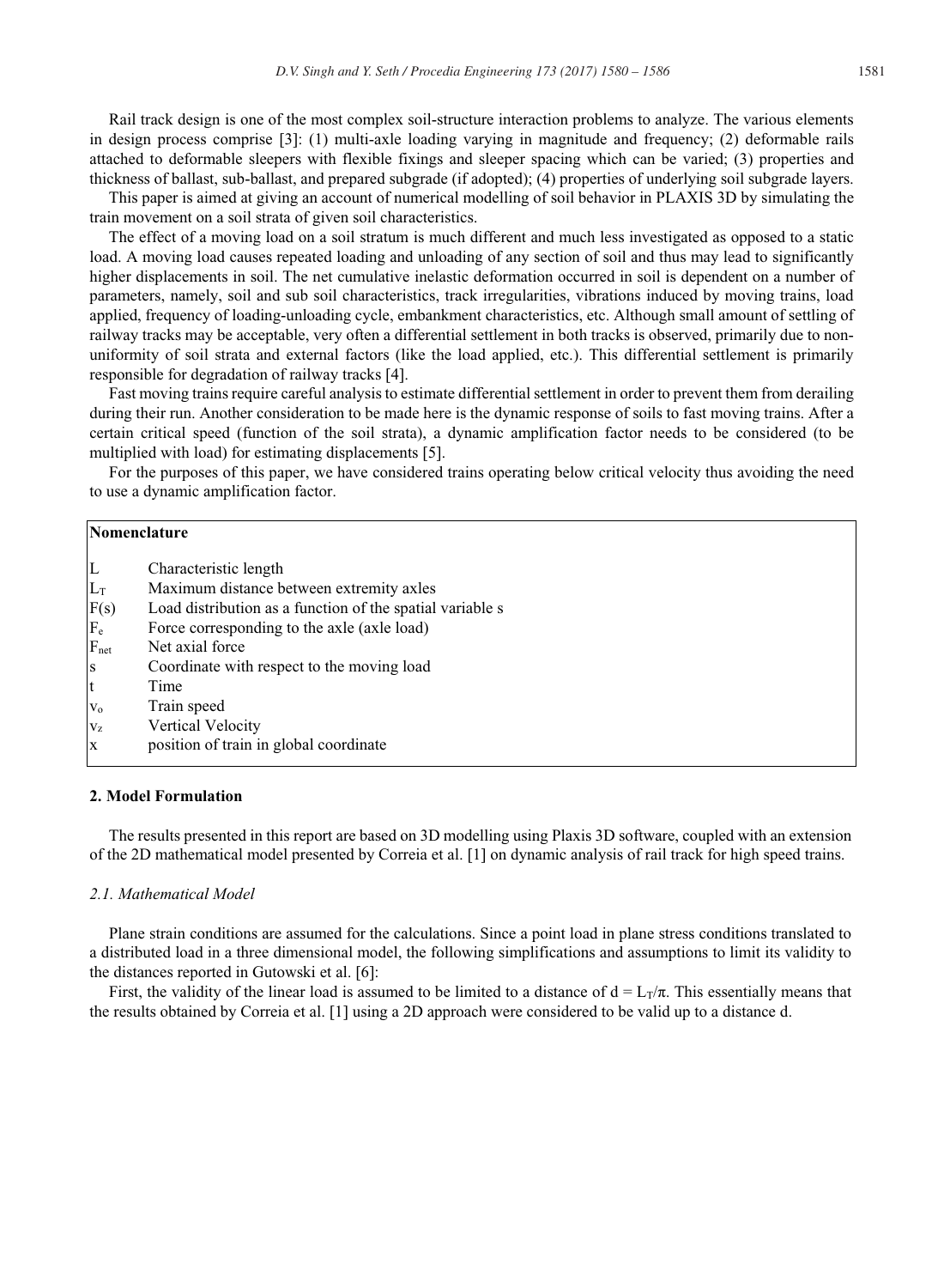Rail track design is one of the most complex soil-structure interaction problems to analyze. The various elements in design process comprise [3]: (1) multi-axle loading varying in magnitude and frequency; (2) deformable rails attached to deformable sleepers with flexible fixings and sleeper spacing which can be varied; (3) properties and thickness of ballast, sub-ballast, and prepared subgrade (if adopted); (4) properties of underlying soil subgrade layers.

This paper is aimed at giving an account of numerical modelling of soil behavior in PLAXIS 3D by simulating the train movement on a soil strata of given soil characteristics.

The effect of a moving load on a soil stratum is much different and much less investigated as opposed to a static load. A moving load causes repeated loading and unloading of any section of soil and thus may lead to significantly higher displacements in soil. The net cumulative inelastic deformation occurred in soil is dependent on a number of parameters, namely, soil and sub soil characteristics, track irregularities, vibrations induced by moving trains, load applied, frequency of loading-unloading cycle, embankment characteristics, etc. Although small amount of settling of railway tracks may be acceptable, very often a differential settlement in both tracks is observed, primarily due to non-uniformity of soil strata and external factors (like the load applied, etc.). This differential settlement is primarily responsible for degradation of railway tracks [4].

Fast moving trains require careful analysis to estimate differential settlement in order to prevent them from derailing during their run. Another consideration to be made here is the dynamic response of soils to fast moving trains. After a certain critical speed (function of the soil strata), a dynamic amplification factor needs to be considered (to be multiplied with load) for estimating displacements [5].

For the purposes of this paper, we have considered trains operating below critical velocity thus avoiding the need to use a dynamic amplification factor.

**Nomenclature**

| | |
|---|---|
| $L$ | Characteristic length |
| $L_T$ | Maximum distance between extremity axles |
| $F(s)$ | Load distribution as a function of the spatial variable s |
| $F_e$ | Force corresponding to the axle (axle load) |
| $F_{net}$ | Net axial force |
| $s$ | Coordinate with respect to the moving load |
| $t$ | Time |
| $v_o$ | Train speed |
| $v_z$ | Vertical Velocity |
| $x$ | position of train in global coordinate |

## 2. Model Formulation

The results presented in this report are based on 3D modelling using Plaxis 3D software, coupled with an extension of the 2D mathematical model presented by Correia et al. [1] on dynamic analysis of rail track for high speed trains.

### *2.1. Mathematical Model*

Plane strain conditions are assumed for the calculations. Since a point load in plane stress conditions translated to a distributed load in a three dimensional model, the following simplifications and assumptions to limit its validity to the distances reported in Gutowski et al. [6]:

First, the validity of the linear load is assumed to be limited to a distance of $d = L_T/\pi$. This essentially means that the results obtained by Correia et al. [1] using a 2D approach were considered to be valid up to a distance d.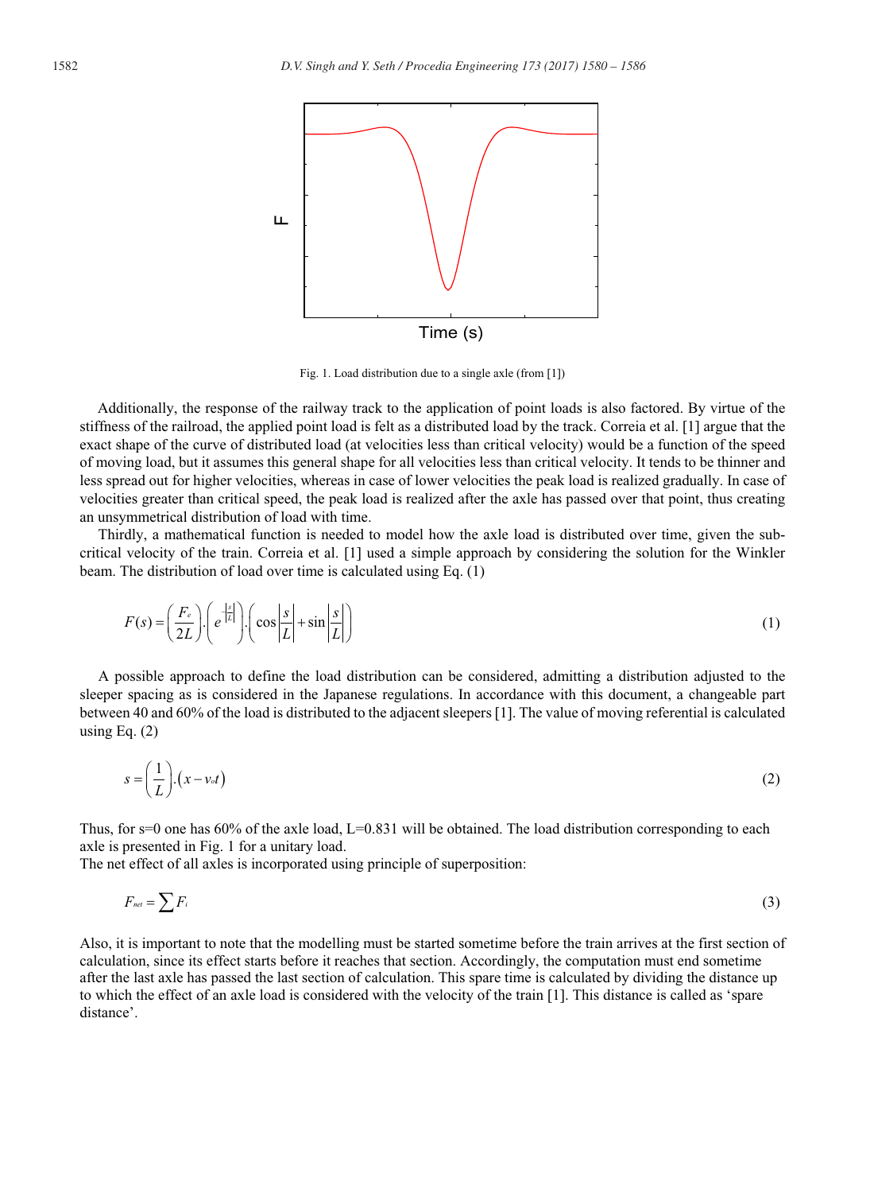Fig. 1. Load distribution due to a single axle (from [1])

Additionally, the response of the railway track to the application of point loads is also factored. By virtue of the stiffness of the railroad, the applied point load is felt as a distributed load by the track. Correia et al. [1] argue that the exact shape of the curve of distributed load (at velocities less than critical velocity) would be a function of the speed of moving load, but it assumes this general shape for all velocities less than critical velocity. It tends to be thinner and less spread out for higher velocities, whereas in case of lower velocities the peak load is realized gradually. In case of velocities greater than critical speed, the peak load is realized after the axle has passed over that point, thus creating an unsymmetrical distribution of load with time.

Thirdly, a mathematical function is needed to model how the axle load is distributed over time, given the sub-critical velocity of the train. Correia et al. [1] used a simple approach by considering the solution for the Winkler beam. The distribution of load over time is calculated using Eq. (1)

$$F(s) = \left(\frac{F_e}{2L}\right).\left(e^{-\left|\frac{s}{L}\right|}\right).\left(\cos\left|\frac{s}{L}\right| + \sin\left|\frac{s}{L}\right|\right) \tag{1}$$

A possible approach to define the load distribution can be considered, admitting a distribution adjusted to the sleeper spacing as is considered in the Japanese regulations. In accordance with this document, a changeable part between 40 and 60% of the load is distributed to the adjacent sleepers [1]. The value of moving referential is calculated using Eq. (2)

$$s = \left(\frac{1}{L}\right).\left(x - v_0 t\right) \tag{2}$$

Thus, for s=0 one has 60% of the axle load, L=0.831 will be obtained. The load distribution corresponding to each axle is presented in Fig. 1 for a unitary load.

The net effect of all axles is incorporated using principle of superposition:

$$F_{net} = \sum F_i \tag{3}$$

Also, it is important to note that the modelling must be started sometime before the train arrives at the first section of calculation, since its effect starts before it reaches that section. Accordingly, the computation must end sometime after the last axle has passed the last section of calculation. This spare time is calculated by dividing the distance up to which the effect of an axle load is considered with the velocity of the train [1]. This distance is called as 'spare distance'.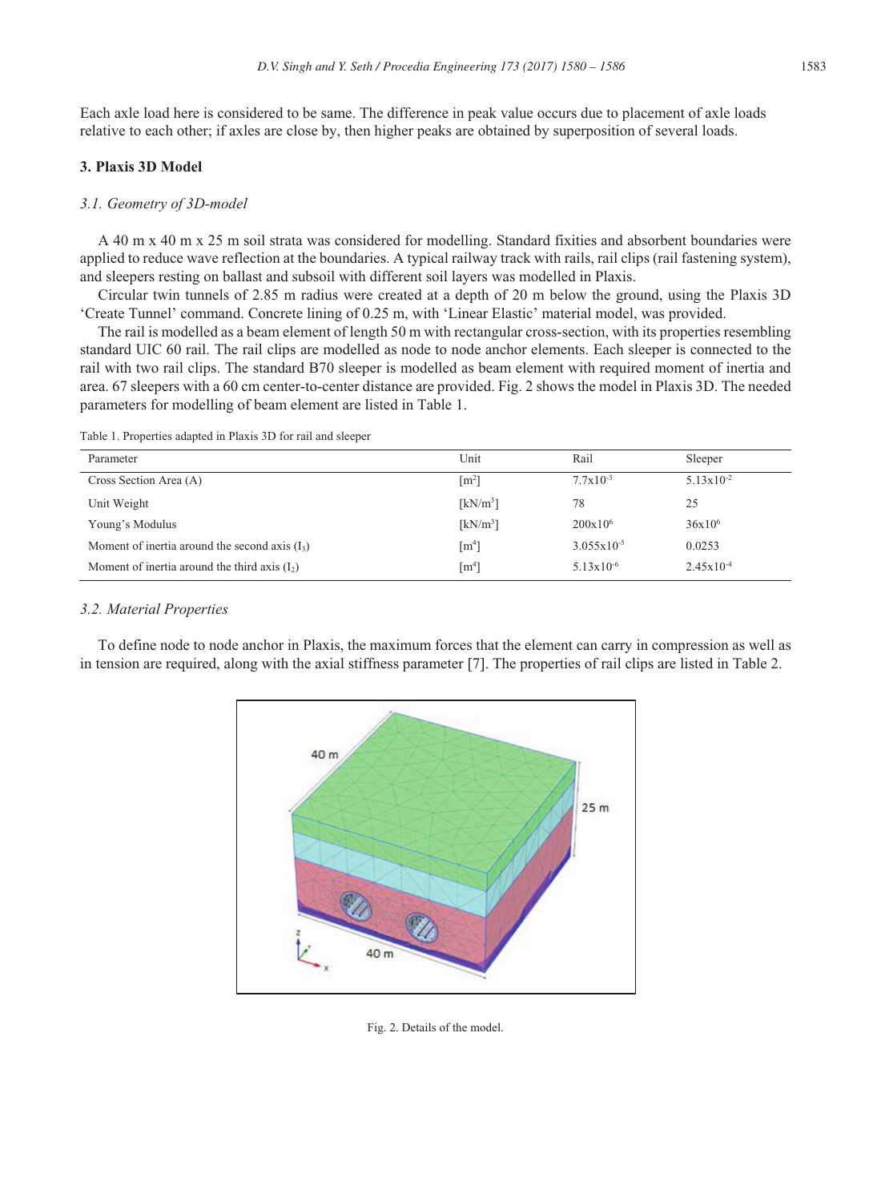Each axle load here is considered to be same. The difference in peak value occurs due to placement of axle loads relative to each other; if axles are close by, then higher peaks are obtained by superposition of several loads.

## 3. Plaxis 3D Model

### *3.1. Geometry of 3D-model*

A 40 m x 40 m x 25 m soil strata was considered for modelling. Standard fixities and absorbent boundaries were applied to reduce wave reflection at the boundaries. A typical railway track with rails, rail clips (rail fastening system), and sleepers resting on ballast and subsoil with different soil layers was modelled in Plaxis.

Circular twin tunnels of 2.85 m radius were created at a depth of 20 m below the ground, using the Plaxis 3D 'Create Tunnel' command. Concrete lining of 0.25 m, with 'Linear Elastic' material model, was provided.

The rail is modelled as a beam element of length 50 m with rectangular cross-section, with its properties resembling standard UIC 60 rail. The rail clips are modelled as node to node anchor elements. Each sleeper is connected to the rail with two rail clips. The standard B70 sleeper is modelled as beam element with required moment of inertia and area. 67 sleepers with a 60 cm center-to-center distance are provided. Fig. 2 shows the model in Plaxis 3D. The needed parameters for modelling of beam element are listed in Table 1.

Table 1. Properties adapted in Plaxis 3D for rail and sleeper

| Parameter | Unit | Rail | Sleeper |
|---|---|---|---|
| Cross Section Area (A) | [$m^2$] | $7.7 \times 10^{-3}$ | $5.13 \times 10^{-2}$ |
| Unit Weight | [$kN/m^3$] | 78 | 25 |
| Young's Modulus | [$kN/m^3$] | $200 \times 10^6$ | $36 \times 10^6$ |
| Moment of inertia around the second axis ($I_3$) | [$m^4$] | $3.055 \times 10^{-5}$ | 0.0253 |
| Moment of inertia around the third axis ($I_2$) | [$m^4$] | $5.13 \times 10^{-6}$ | $2.45 \times 10^{-4}$ |

### *3.2. Material Properties*

To define node to node anchor in Plaxis, the maximum forces that the element can carry in compression as well as in tension are required, along with the axial stiffness parameter [7]. The properties of rail clips are listed in Table 2.

Fig. 2. Details of the model.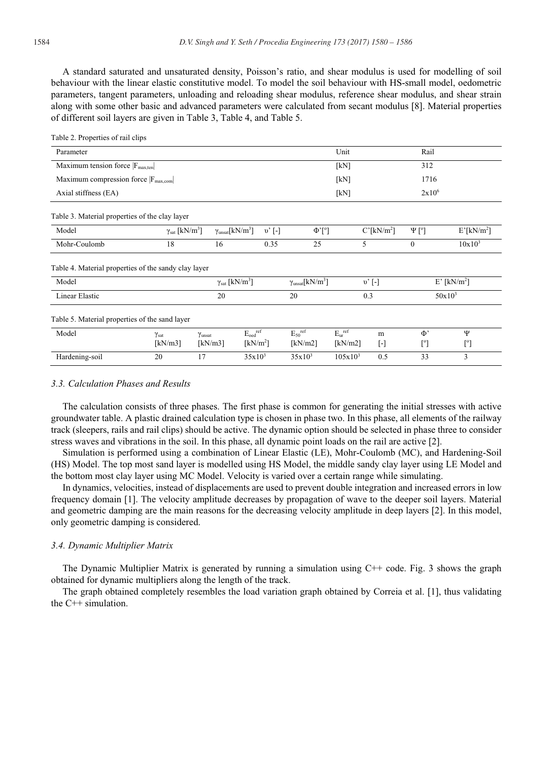A standard saturated and unsaturated density, Poisson's ratio, and shear modulus is used for modelling of soil behaviour with the linear elastic constitutive model. To model the soil behaviour with HS-small model, oedometric parameters, tangent parameters, unloading and reloading shear modulus, reference shear modulus, and shear strain along with some other basic and advanced parameters were calculated from secant modulus [8]. Material properties of different soil layers are given in Table 3, Table 4, and Table 5.

Table 2. Properties of rail clips

| Parameter | Unit | Rail |
|---|---|---|
| Maximum tension force $\lvert F_{max,ten} \rvert$ | [kN] | 312 |
| Maximum compression force $\lvert F_{max,com} \rvert$ | [kN] | 1716 |
| Axial stiffness (EA) | [kN] | $2 \times 10^6$ |

Table 3. Material properties of the clay layer

| Model | $\gamma_{sat}$ [kN/m$^3$] | $\gamma_{unsat}$[kN/m$^3$] | $\upsilon'$ [-] | $\Phi'$[°] | C'[kN/m$^2$] | $\Psi$ [°] | E'[kN/m$^2$] |
|---|---|---|---|---|---|---|---|
| Mohr-Coulomb | 18 | 16 | 0.35 | 25 | 5 | 0 | $10 \times 10^3$ |

Table 4. Material properties of the sandy clay layer

| Model | $\gamma_{sat}$ [kN/m$^3$] | $\gamma_{unsat}$[kN/m$^3$] | $\upsilon'$ [-] | E' [kN/m$^2$] |
|---|---|---|---|---|
| Linear Elastic | 20 | 20 | 0.3 | $50 \times 10^3$ |

Table 5. Material properties of the sand layer

| Model | $\gamma_{sat}$ [kN/m3] | $\gamma_{unsat}$ [kN/m3] | $E_{oed}^{ref}$ [kN/m$^2$] | $E_{50}^{ref}$ [kN/m2] | $E_{ur}^{ref}$ [kN/m2] | m [-] | $\Phi'$ [°] | $\Psi$ [°] |
|---|---|---|---|---|---|---|---|---|
| Hardening-soil | 20 | 17 | $35 \times 10^3$ | $35 \times 10^3$ | $105 \times 10^3$ | 0.5 | 33 | 3 |

### 3.3. Calculation Phases and Results

The calculation consists of three phases. The first phase is common for generating the initial stresses with active groundwater table. A plastic drained calculation type is chosen in phase two. In this phase, all elements of the railway track (sleepers, rails and rail clips) should be active. The dynamic option should be selected in phase three to consider stress waves and vibrations in the soil. In this phase, all dynamic point loads on the rail are active [2].

Simulation is performed using a combination of Linear Elastic (LE), Mohr-Coulomb (MC), and Hardening-Soil (HS) Model. The top most sand layer is modelled using HS Model, the middle sandy clay layer using LE Model and the bottom most clay layer using MC Model. Velocity is varied over a certain range while simulating.

In dynamics, velocities, instead of displacements are used to prevent double integration and increased errors in low frequency domain [1]. The velocity amplitude decreases by propagation of wave to the deeper soil layers. Material and geometric damping are the main reasons for the decreasing velocity amplitude in deep layers [2]. In this model, only geometric damping is considered.

### 3.4. Dynamic Multiplier Matrix

The Dynamic Multiplier Matrix is generated by running a simulation using C++ code. Fig. 3 shows the graph obtained for dynamic multipliers along the length of the track.

The graph obtained completely resembles the load variation graph obtained by Correia et al. [1], thus validating the C++ simulation.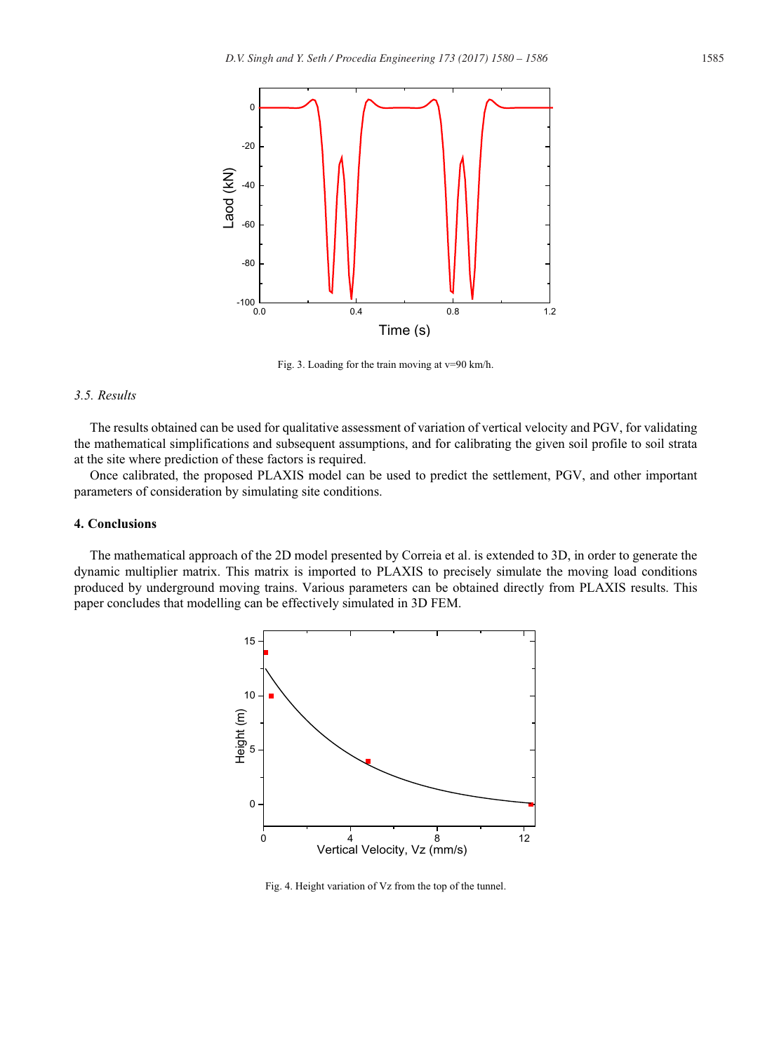Fig. 3. Loading for the train moving at v=90 km/h.

### *3.5. Results*

The results obtained can be used for qualitative assessment of variation of vertical velocity and PGV, for validating the mathematical simplifications and subsequent assumptions, and for calibrating the given soil profile to soil strata at the site where prediction of these factors is required.

Once calibrated, the proposed PLAXIS model can be used to predict the settlement, PGV, and other important parameters of consideration by simulating site conditions.

## 4. Conclusions

The mathematical approach of the 2D model presented by Correia et al. is extended to 3D, in order to generate the dynamic multiplier matrix. This matrix is imported to PLAXIS to precisely simulate the moving load conditions produced by underground moving trains. Various parameters can be obtained directly from PLAXIS results. This paper concludes that modelling can be effectively simulated in 3D FEM.

Fig. 4. Height variation of Vz from the top of the tunnel.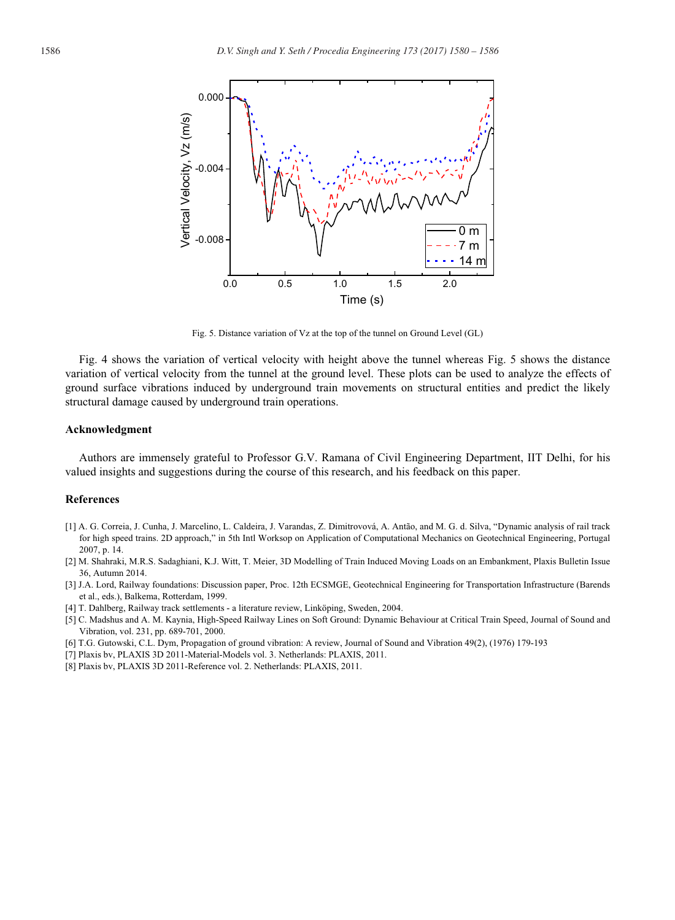0.000
-0.004
-0.008
Vertical Velocity, Vz (m/s)
0.0
0.5
1.0
1.5
2.0
Time (s)
0 m
7 m
14 m

Fig. 5. Distance variation of Vz at the top of the tunnel on Ground Level (GL)

Fig. 4 shows the variation of vertical velocity with height above the tunnel whereas Fig. 5 shows the distance variation of vertical velocity from the tunnel at the ground level. These plots can be used to analyze the effects of ground surface vibrations induced by underground train movements on structural entities and predict the likely structural damage caused by underground train operations.

## Acknowledgment

Authors are immensely grateful to Professor G.V. Ramana of Civil Engineering Department, IIT Delhi, for his valued insights and suggestions during the course of this research, and his feedback on this paper.

## References

[1] A. G. Correia, J. Cunha, J. Marcelino, L. Caldeira, J. Varandas, Z. Dimitrovová, A. Antão, and M. G. d. Silva, "Dynamic analysis of rail track for high speed trains. 2D approach," in 5th Intl Worksop on Application of Computational Mechanics on Geotechnical Engineering, Portugal 2007, p. 14.

[2] M. Shahraki, M.R.S. Sadaghiani, K.J. Witt, T. Meier, 3D Modelling of Train Induced Moving Loads on an Embankment, Plaxis Bulletin Issue 36, Autumn 2014.

[3] J.A. Lord, Railway foundations: Discussion paper, Proc. 12th ECSMGE, Geotechnical Engineering for Transportation Infrastructure (Barends et al., eds.), Balkema, Rotterdam, 1999.

[4] T. Dahlberg, Railway track settlements - a literature review, Linköping, Sweden, 2004.

[5] C. Madshus and A. M. Kaynia, High-Speed Railway Lines on Soft Ground: Dynamic Behaviour at Critical Train Speed, Journal of Sound and Vibration, vol. 231, pp. 689-701, 2000.

[6] T.G. Gutowski, C.L. Dym, Propagation of ground vibration: A review, Journal of Sound and Vibration 49(2), (1976) 179-193

[7] Plaxis bv, PLAXIS 3D 2011-Material-Models vol. 3. Netherlands: PLAXIS, 2011.

[8] Plaxis bv, PLAXIS 3D 2011-Reference vol. 2. Netherlands: PLAXIS, 2011.